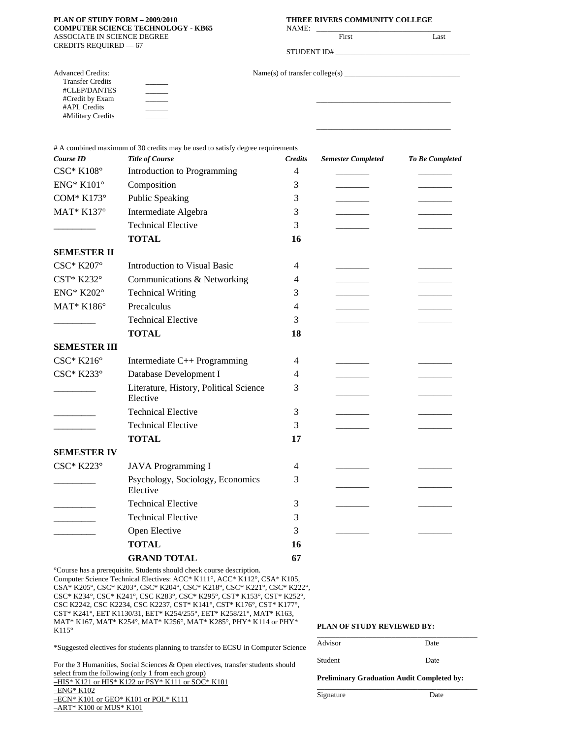**PLAN OF STUDY FORM – 2009/2010**
**COMPUTER SCIENCE TECHNOLOGY - KB65**
ASSOCIATE IN SCIENCE DEGREE
CREDITS REQUIRED — 67

**THREE RIVERS COMMUNITY COLLEGE**
NAME: ____________________________________
First Last

STUDENT ID# ____________________________________

Advanced Credits:
- Transfer Credits ______
- #CLEP/DANTES ______
- #Credit by Exam ______
- #APL Credits ______
- #Military Credits ______

Name(s) of transfer college(s) ______________________________

______________________________

______________________________

# A combined maximum of 30 credits may be used to satisfy degree requirements

| *Course ID* | *Title of Course* | *Credits* | *Semester Completed* | *To Be Completed* |
|---|---|---|---|---|
| CSC* K108° | Introduction to Programming | 4 | ________ | ________ |
| ENG* K101° | Composition | 3 | ________ | ________ |
| COM* K173° | Public Speaking | 3 | ________ | ________ |
| MAT* K137° | Intermediate Algebra | 3 | ________ | ________ |
| _________ | Technical Elective | 3 | ________ | ________ |
| | **TOTAL** | **16** | | |
| **SEMESTER II** | | | | |
| CSC* K207° | Introduction to Visual Basic | 4 | ________ | ________ |
| CST* K232° | Communications & Networking | 4 | ________ | ________ |
| ENG* K202° | Technical Writing | 3 | ________ | ________ |
| MAT* K186° | Precalculus | 4 | ________ | ________ |
| _________ | Technical Elective | 3 | ________ | ________ |
| | **TOTAL** | **18** | | |
| **SEMESTER III** | | | | |
| CSC* K216° | Intermediate C++ Programming | 4 | ________ | ________ |
| CSC* K233° | Database Development I | 4 | ________ | ________ |
| _________ | Literature, History, Political Science Elective | 3 | ________ | ________ |
| _________ | Technical Elective | 3 | ________ | ________ |
| _________ | Technical Elective | 3 | ________ | ________ |
| | **TOTAL** | **17** | | |
| **SEMESTER IV** | | | | |
| CSC* K223° | JAVA Programming I | 4 | ________ | ________ |
| _________ | Psychology, Sociology, Economics Elective | 3 | ________ | ________ |
| _________ | Technical Elective | 3 | ________ | ________ |
| _________ | Technical Elective | 3 | ________ | ________ |
| _________ | Open Elective | 3 | ________ | ________ |
| | **TOTAL** | **16** | | |
| | **GRAND TOTAL** | **67** | | |

°Course has a prerequisite. Students should check course description.
Computer Science Technical Electives: ACC* K111°, ACC* K112°, CSA* K105, CSA* K205°, CSC* K203°, CSC* K204°, CSC* K218°, CSC* K221°, CSC* K222°, CSC* K234°, CSC* K241°, CSC K283°, CSC* K295°, CST* K153°, CST* K252°, CSC K2242, CSC K2234, CSC K2237, CST* K141°, CST* K176°, CST* K177°, CST* K241°, EET K1130/31, EET* K254/255°, EET* K258/21°, MAT* K163, MAT* K167, MAT* K254°, MAT* K256°, MAT* K285°, PHY* K114 or PHY* K115°

*Suggested electives for students planning to transfer to ECSU in Computer Science

For the 3 Humanities, Social Sciences & Open electives, transfer students should select from the following (only 1 from each group)
–HIS* K121 or HIS* K122 or PSY* K111 or SOC* K101
–ENG* K102
–ECN* K101 or GEO* K101 or POL* K111
–ART* K100 or MUS* K101

**PLAN OF STUDY REVIEWED BY:**

____________________________________
Advisor Date

____________________________________
Student Date

**Preliminary Graduation Audit Completed by:**

____________________________________
Signature Date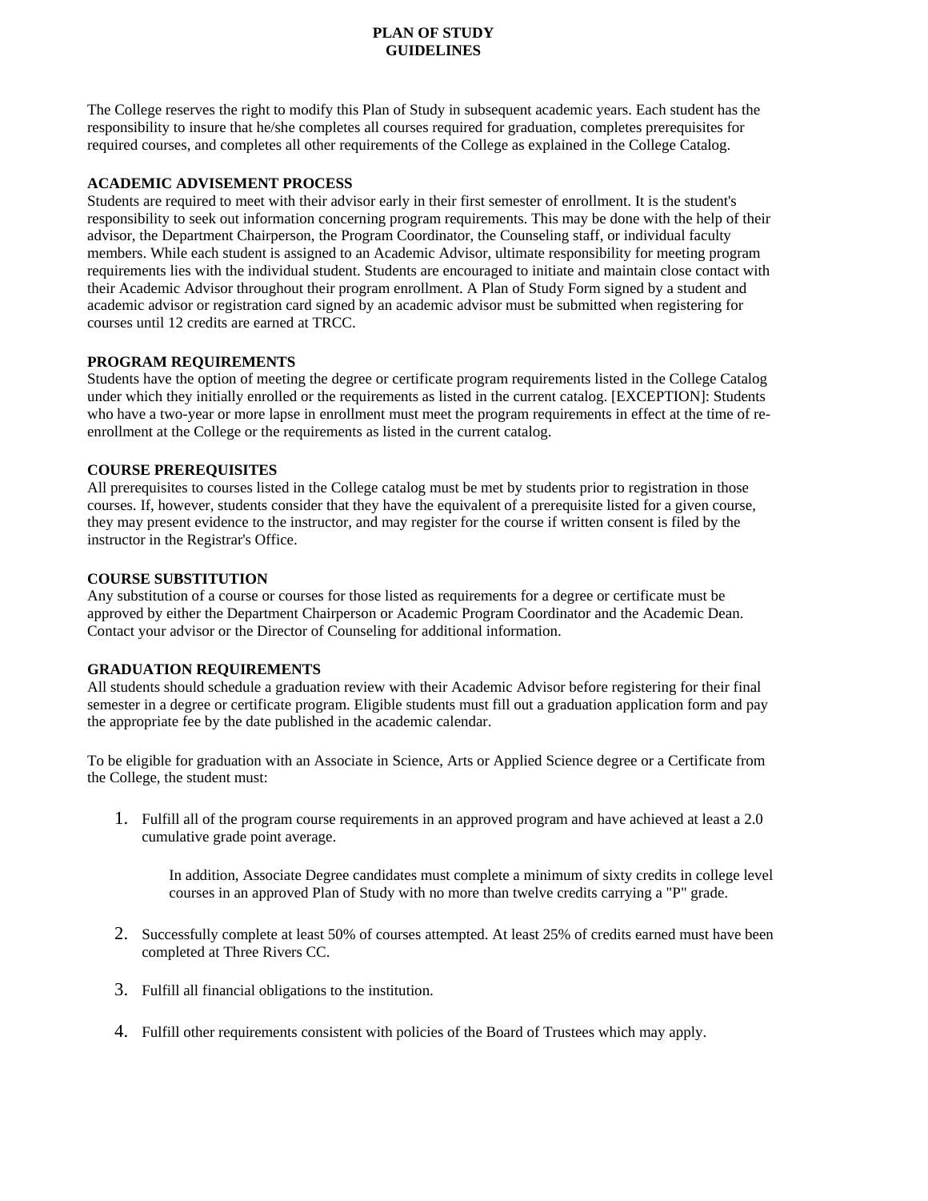# PLAN OF STUDY GUIDELINES

The College reserves the right to modify this Plan of Study in subsequent academic years. Each student has the responsibility to insure that he/she completes all courses required for graduation, completes prerequisites for required courses, and completes all other requirements of the College as explained in the College Catalog.

## ACADEMIC ADVISEMENT PROCESS

Students are required to meet with their advisor early in their first semester of enrollment. It is the student's responsibility to seek out information concerning program requirements. This may be done with the help of their advisor, the Department Chairperson, the Program Coordinator, the Counseling staff, or individual faculty members. While each student is assigned to an Academic Advisor, ultimate responsibility for meeting program requirements lies with the individual student. Students are encouraged to initiate and maintain close contact with their Academic Advisor throughout their program enrollment. A Plan of Study Form signed by a student and academic advisor or registration card signed by an academic advisor must be submitted when registering for courses until 12 credits are earned at TRCC.

## PROGRAM REQUIREMENTS

Students have the option of meeting the degree or certificate program requirements listed in the College Catalog under which they initially enrolled or the requirements as listed in the current catalog. [EXCEPTION]: Students who have a two-year or more lapse in enrollment must meet the program requirements in effect at the time of re-enrollment at the College or the requirements as listed in the current catalog.

## COURSE PREREQUISITES

All prerequisites to courses listed in the College catalog must be met by students prior to registration in those courses. If, however, students consider that they have the equivalent of a prerequisite listed for a given course, they may present evidence to the instructor, and may register for the course if written consent is filed by the instructor in the Registrar's Office.

## COURSE SUBSTITUTION

Any substitution of a course or courses for those listed as requirements for a degree or certificate must be approved by either the Department Chairperson or Academic Program Coordinator and the Academic Dean. Contact your advisor or the Director of Counseling for additional information.

## GRADUATION REQUIREMENTS

All students should schedule a graduation review with their Academic Advisor before registering for their final semester in a degree or certificate program. Eligible students must fill out a graduation application form and pay the appropriate fee by the date published in the academic calendar.

To be eligible for graduation with an Associate in Science, Arts or Applied Science degree or a Certificate from the College, the student must:

1. Fulfill all of the program course requirements in an approved program and have achieved at least a 2.0 cumulative grade point average.

   In addition, Associate Degree candidates must complete a minimum of sixty credits in college level courses in an approved Plan of Study with no more than twelve credits carrying a "P" grade.

2. Successfully complete at least 50% of courses attempted. At least 25% of credits earned must have been completed at Three Rivers CC.

3. Fulfill all financial obligations to the institution.

4. Fulfill other requirements consistent with policies of the Board of Trustees which may apply.